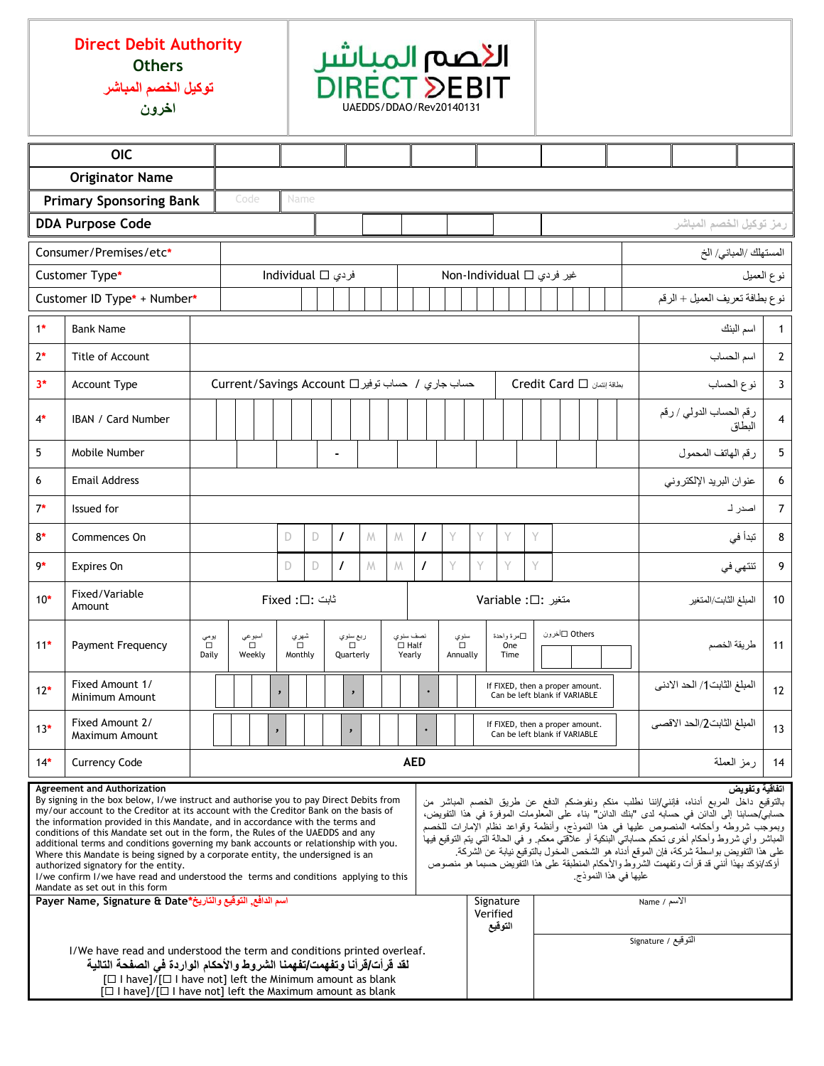**Direct Debit Authority**
**Others**
**توكيل الخصم المباشر**
**اخرون**

الخصم المباشر
DIRECT DEBIT
UAEDDS/DDAO/Rev20140131

| OIC | | | | | | | | | |
|---|---|---|---|---|---|---|---|---|---|
| **Originator Name** | | | | | | | | | |
| **Primary Sponsoring Bank** | Code | Name | | | | | | | |
| **DDA Purpose Code** | | | | | | | | رمز توكيل الخصم المباشر | |

| | | | |
|---|---|---|---|
| Consumer/Premises/etc* | | | المستهلك/المباني/الخ |
| Customer Type* | Individual ☐ فردي | Non-Individual ☐ غير فردي | نوع العميل |
| Customer ID Type* + Number* | | | نوع بطاقة تعريف العميل + الرقم |

| | | | | |
|---|---|---|---|---|
| 1* | Bank Name | | اسم البنك | 1 |
| 2* | Title of Account | | اسم الحساب | 2 |
| 3* | Account Type | Current/Savings Account ☐ حساب توفير / حساب جاري &nbsp;&nbsp; Credit Card ☐ بطاقة إئتمان | نوع الحساب | 3 |
| 4* | IBAN / Card Number | | رقم الحساب الدولي / رقم البطاق | 4 |
| 5 | Mobile Number | - | رقم الهاتف المحمول | 5 |
| 6 | Email Address | | عنوان البريد الإلكتروني | 6 |
| 7* | Issued for | | اصدر لـ | 7 |
| 8* | Commences On | D D / M M / Y Y Y Y | تبدأ في | 8 |
| 9* | Expires On | D D / M M / Y Y Y Y | تنتهي في | 9 |
| 10* | Fixed/Variable Amount | Fixed :☐: ثابت &nbsp;&nbsp; Variable :☐: متغير | المبلغ الثابت/المتغير | 10 |
| 11* | Payment Frequency | يومي ☐ Daily; اسبوعي ☐ Weekly; شهري ☐ Monthly; ربع سنوي ☐ Quarterly; نصف سنوي ☐ Half Yearly; سنوي ☐ Annually; ☐مرة واحدة One Time; ☐أخرون ☐ Others | طريقة الخصم | 11 |
| 12* | Fixed Amount 1/ Minimum Amount | , , . &nbsp; If FIXED, then a proper amount. Can be left blank if VARIABLE | المبلغ الثابت1/ الحد الادنى | 12 |
| 13* | Fixed Amount 2/ Maximum Amount | , , . &nbsp; If FIXED, then a proper amount. Can be left blank if VARIABLE | المبلغ الثابت2/الحد الاقصى | 13 |
| 14* | Currency Code | AED | رمز العملة | 14 |

**Agreement and Authorization**
By signing in the box below, I/we instruct and authorise you to pay Direct Debits from my/our account to the Creditor at its account with the Creditor Bank on the basis of the information provided in this Mandate, and in accordance with the terms and conditions of this Mandate set out in the form, the Rules of the UAEDDS and any additional terms and conditions governing my bank accounts or relationship with you. Where this Mandate is being signed by a corporate entity, the undersigned is an authorized signatory for the entity.
I/we confirm I/we have read and understood the terms and conditions applying to this Mandate as set out in this form

**اتفاقية وتفويض**
بالتوقيع داخل المربع أدناه، فإنني/إننا نطلب منكم ونفوضكم الدفع عن طريق الخصم المباشر من حسابي/حسابنا إلى الدائن في حسابه لدى "بنك الدائن" بناء على المعلومات الموفرة في هذا التفويض، وبموجب شروطه وأحكامه المنصوص عليها في هذا النموذج، وأنظمة وقواعد نظام الإمارات للخصم المباشر وأي شروط وأحكام أخرى تحكم حساباتي البنكية أو علاقتي معكم. و في الحالة التي يتم التوقيع فيها على هذا التفويض بواسطة شركة، فإن الموقع أدناه هو الشخص المخول بالتوقيع نيابة عن الشركة.
أؤكد/نؤكد بهذا أنني قد قرأت وتفهمت الشروط والأحكام المنطبقة على هذا التفويض حسبما هو منصوص عليها في هذا النموذج.

**Payer Name, Signature & Date*اسم الدافع، التوقيع والتاريخ**

Signature Verified
**التوقيع**

Name / الاسم

Signature / التوقيع

I/We have read and understood the term and conditions printed overleaf.
**لقد قرأت/قرأنا وتفهمت/تفهمنا الشروط والأحكام الواردة في الصفحة التالية**
[☐ I have]/[☐ I have not] left the Minimum amount as blank
[☐ I have]/[☐ I have not] left the Maximum amount as blank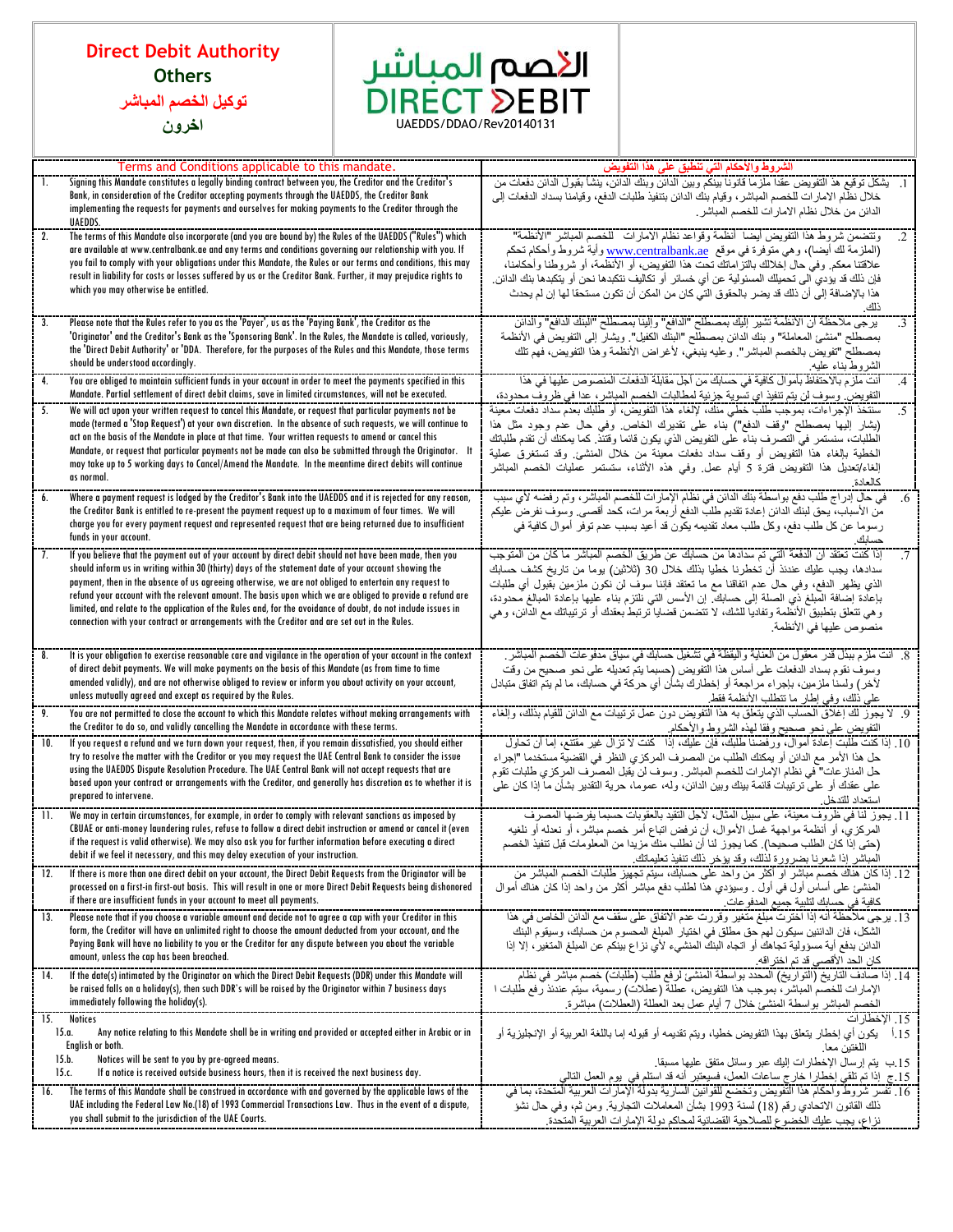| | | |
|---|---|---|
| **Direct Debit Authority**<br>**Others**<br>**توكيل الخصم المباشر**<br>**اخرون** | الخصم المباشر<br>DIRECT DEBIT<br>UAEDDS/DDAO/Rev20140131 | |

| Terms and Conditions applicable to this mandate. | الشروط والأحكام التي تنطبق على هذا التفويض |
|---|---|
| 1. Signing this Mandate constitutes a legally binding contract between you, the Creditor and the Creditor's Bank, in consideration of the Creditor accepting payments through the UAEDDS, the Creditor Bank implementing the requests for payments and ourselves for making payments to the Creditor through the UAEDDS. | 1. يشكل توقيع هذا التفويض عقداً ملزماً قانوناً بينكم وبين الدائن وبنك الدائن، ينشأ بقبول الدائن دفعات من خلال نظام الامارات للخصم المباشر، وقيام بنك الدائن بتنفيذ طلبات الدفع، وقيامنا بسداد الدفعات إلى الدائن من خلال نظام الامارات للخصم المباشر. |
| 2. The terms of this Mandate also incorporate (and you are bound by) the Rules of the UAEDDS ("Rules") which are available at www.centralbank.ae and any terms and conditions governing our relationship with you. If you fail to comply with your obligations under this Mandate, the Rules or our terms and conditions, this may result in liability for costs or losses suffered by us or the Creditor Bank. Further, it may prejudice rights to which you may otherwise be entitled. | 2. وتتضمن شروط هذا التفويض أيضاً أنظمة وقواعد نظام الامارات للخصم المباشر "الأنظمة" (الملزمة لك أيضاً)، وهي متوفرة في موقع www.centralbank.ae وأية شروط وأحكام تحكم علاقتنا معكم. وفي حال إخلالك بالتزاماتك تحت هذا التفويض، أو الأنظمة، أو شروطنا وأحكامنا، فإن ذلك قد يؤدي إلى تحميلك المسئولية عن أي خسائر أو تكاليف نتكبدها نحن أو يتكبدها بنك الدائن. هذا بالإضافة إلى أن ذلك قد يضر بالحقوق التي كان من المكن أن تكون مستحقاً لها إن لم يحدث ذلك. |
| 3. Please note that the Rules refer to you as the 'Payer', us as the 'Paying Bank', the Creditor as the 'Originator' and the Creditor's Bank as the 'Sponsoring Bank'. In the Rules, the Mandate is called, variously, the 'Direct Debit Authority' or 'DDA. Therefore, for the purposes of the Rules and this Mandate, those terms should be understood accordingly. | 3. يرجى ملاحظة أن الانظمة تشير إليك بمصطلح "الدافع" وإلينا بمصطلح "البنك الدافع" والدائن بمصطلح "منشئ المعاملة" و بنك الدائن بمصطلح "البنك الكفيل". ويشار إلى التفويض في الأنظمة بمصطلح "تفويض بالخصم المباشر". وعليه ينبغي، لأغراض الأنظمة وهذا التفويض، فهم تلك الشروط بناء عليه. |
| 4. You are obliged to maintain sufficient funds in your account in order to meet the payments specified in this Mandate. Partial settlement of direct debit claims, save in limited circumstances, will not be executed. | 4. أنت ملزم بالاحتفاظ بأموال كافية في حسابك من أجل مقابلة الدفعات المنصوص عليها في هذا التفويض. وسوف لن يتم تنفيذ أي تسوية جزئية لمطالبات الخصم المباشر، عدا في ظروف محدودة. |
| 5. We will act upon your written request to cancel this Mandate, or request that particular payments not be made (termed a 'Stop Request') at your own discretion. In the absence of such requests, we will continue to act on the basis of the Mandate in place at that time. Your written requests to amend or cancel this Mandate, or request that particular payments not be made can also be submitted through the Originator. It may take up to 5 working days to Cancel/Amend the Mandate. In the meantime direct debits will continue as normal. | 5. سنتخذ الإجراءات، بموجب طلب خطي منك، لإلغاء هذا التفويض، أو طلبك بعدم سداد دفعات معينة (يشار إليها بمصطلح "وقف الدفع") بناء على تقديرك الخاص. وفي حال عدم وجود مثل هذا الطلبات، سنستمر في التصرف بناء على التفويض الذي يكون قائماً وقتئذ. كما يمكنك أن تقدم طلباتك الخطية بإلغاء هذا التفويض أو وقف سداد دفعات معينة من خلال المنشئ. وقد تستغرق عملية إلغاء/تعديل هذا التفويض فترة 5 أيام عمل. وفي هذه الأثناء، ستستمر عمليات الخصم المباشر كالعادة. |
| 6. Where a payment request is lodged by the Creditor's Bank into the UAEDDS and it is rejected for any reason, the Creditor Bank is entitled to re-present the payment request up to a maximum of four times. We will charge you for every payment request and represented request that are being returned due to insufficient funds in your account. | 6. في حال إدراج طلب دفع بواسطة بنك الدائن في نظام الإمارات للخصم المباشر، وتم رفضه لأي سبب من الأسباب، يحق لبنك الدائن إعادة تقديم طلب الدفع أربعة مرات، كحد أقصى. وسوف نفرض عليكم رسوما عن كل طلب دفع، وكل طلب معاد تقديمه يكون قد أعيد بسبب عدم توفر أموال كافية في حسابك. |
| 7. If you believe that the payment out of your account by direct debit should not have been made, then you should inform us in writing within 30 (thirty) days of the statement date of your account showing the payment, then in the absence of us agreeing otherwise, we are not obliged to entertain any request to refund your account with the relevant amount. The basis upon which we are obliged to provide a refund are limited, and relate to the application of the Rules and, for the avoidance of doubt, do not include issues in connection with your contract or arrangements with the Creditor and are set out in the Rules. | 7. إذا كنت تعتقد أن الدفعة التي تم سدادها من حسابك عن طريق الخصم المباشر ما كان من المتوجب سدادها، يجب عليك عندئذ أن تخطرنا خطيا بذلك خلال 30 (ثلاثين) يوما من تاريخ كشف حسابك الذي يظهر الدفع، وفي حال عدم اتفاقنا مع ما تعتقد فإننا سوف لن نكون ملزمين بقبول أي طلبات بإعادة إضافة المبلغ ذي الصلة إلى حسابك. إن الأسس التي نلتزم بناء عليها بإعادة المبالغ محدودة، وهي تتعلق بتطبيق الأنظمة وتفاديا للشك، لا تتضمن قضايا ترتبط بعقدك أو ترتيباتك مع الدائن، وهي منصوص عليها في الأنظمة. |
| 8. It is your obligation to exercise reasonable care and vigilance in the operation of your account in the context of direct debit payments. We will make payments on the basis of this Mandate (as from time to time amended validly), and are not otherwise obliged to review or inform you about activity on your account, unless mutually agreed and except as required by the Rules. | 8. أنت ملزم ببذل قدر معقول من العناية واليقظة في تشغيل حسابك في سياق مدفوعات الخصم المباشر. وسوف نقوم بسداد الدفعات على أساس هذا التفويض (حسبما يتم تعديله على نحو صحيح من وقت لآخر) ولسنا ملزمين، بإجراء مراجعة أو إخطارك بشأن أي حركة في حسابك، ما لم يتم اتفاق متبادل على ذلك، وفي إطار ما تتطلب الأنظمة فقط. |
| 9. You are not permitted to close the account to which this Mandate relates without making arrangements with the Creditor to do so, and validly cancelling the Mandate in accordance with these terms. | 9. لا يجوز لك إغلاق الحساب الذي يتعلق به هذا التفويض دون عمل ترتيبات مع الدائن للقيام بذلك، وإلغاء التفويض على نحو صحيح وفقا لهذه الشروط والأحكام. |
| 10. If you request a refund and we turn down your request, then, if you remain dissatisfied, you should either try to resolve the matter with the Creditor or you may request the UAE Central Bank to consider the issue using the UAEDDS Dispute Resolution Procedure. The UAE Central Bank will not accept requests that are based upon your contract or arrangements with the Creditor, and generally has discretion as to whether it is prepared to intervene. | 10. إذا كنت طلبت إعادة أموال، ورفضنا طلبك، فإن عليك، إذا كنت لا تزال غير مقتنع، إما أن تحاول حل هذا الأمر مع الدائن أو يمكنك الطلب من المصرف المركزي النظر في القضية مستخدما "إجراء حل المنازعات" في نظام الإمارات للخصم المباشر. وسوف لن يقبل المصرف المركزي طلبات تقوم على عقدك أو على ترتيبات قائمة بينك وبين الدائن، وله، عموما، حرية التقدير بشأن ما إذا كان على استعداد للتدخل. |
| 11. We may in certain circumstances, for example, in order to comply with relevant sanctions as imposed by CBUAE or anti-money laundering rules, refuse to follow a direct debit instruction or amend or cancel it (even if the request is valid otherwise). We may also ask you for further information before executing a direct debit if we feel it necessary, and this may delay execution of your instruction. | 11. يجوز لنا في ظروف معينة، على سبيل المثال، لأجل التقيد بالعقوبات حسبما يفرضها المصرف المركزي، أو أنظمة مواجهة غسل الأموال، أن نرفض اتباع أمر خصم مباشر، أو نعدله أو نلغيه (حتى إذا كان الطلب صحيحا). كما يجوز لنا أن نطلب منك مزيدا من المعلومات قبل تنفيذ الخصم المباشر إذا شعرنا بضرورة لذلك، وقد يؤخر ذلك تنفيذ تعليماتك. |
| 12. If there is more than one direct debit on your account, the Direct Debit Requests from the Originator will be processed on a first-in first-out basis. This will result in one or more Direct Debit Requests being dishonored if there are insufficient funds in your account to meet all payments. | 12. إذا كان هناك خصم مباشر أو أكثر من واحد على حسابك، سيتم تجهيز طلبات الخصم المباشر من المنشئ على أساس أول في أول . وسيؤدي هذا لطلب دفع مباشر أكثر من واحد إذا كان هناك أموال كافية في حسابك لتلبية جميع المدفوعات. |
| 13. Please note that if you choose a variable amount and decide not to agree a cap with your Creditor in this form, the Creditor will have an unlimited right to choose the amount deducted from your account, and the Paying Bank will have no liability to you or the Creditor for any dispute between you about the variable amount, unless the cap has been breached. | 13. يرجى ملاحظة أنه إذا اخترت مبلغ متغير وقررت عدم الاتفاق على سقف مع الدائن الخاص في هذا الشكل، فان الدائنين سيكون لهم حق مطلق في اختيار المبلغ المحسوم من حسابك، وسيقوم البنك الدائن بدفع أية مسؤولية تجاهك أو اتجاه البنك المنشيء لأي نزاع بينكم عن المبلغ المتغير، إلا إذا كان الحد الأقصى قد تم اختراقه. |
| 14. If the date(s) intimated by the Originator on which the Direct Debit Requests (DDR) under this Mandate will be raised falls on a holiday(s), then such DDR's will be raised by the Originator within 7 business days immediately following the holiday(s). | 14. إذا صادف التاريخ (التواريخ) المحدد بواسطة المنشئ لرفع طلب (طلبات) خصم مباشر في نظام الإمارات للخصم المباشر، بموجب هذا التفويض، عطلة (عطلات) رسمية، سيتم عندئذ رفع طلبات ا الخصم المباشر بواسطة المنشئ خلال 7 أيام عمل بعد العطلة (العطلات) مباشرة. |
| 15. Notices<br>15.a. Any notice relating to this Mandate shall be in writing and provided or accepted either in Arabic or in English or both.<br>15.b. Notices will be sent to you by pre-agreed means.<br>15.c. If a notice is received outside business hours, then it is received the next business day. | 15. الإخطارات<br>15.أ يكون أي إخطار يتعلق بهذا التفويض خطيا، ويتم تقديمه أو قبوله إما باللغة العربية أو الإنجليزية أو اللغتين معا.<br>15.ب يتم إرسال الإخطارات إليك عبر وسائل متفق عليها مسبقا.<br>15.ج إذا تم تلقي إخطارا خارج ساعات العمل، فسيعتبر أنه قد استلم في يوم العمل التالي |
| 16. The terms of this Mandate shall be construed in accordance with and governed by the applicable laws of the UAE including the Federal Law No.(18) of 1993 Commercial Transactions Law. Thus in the event of a dispute, you shall submit to the jurisdiction of the UAE Courts. | 16. تفسر شروط وأحكام هذا التفويض وتخضع للقوانين السارية بدولة الإمارات العربية المتحدة، بما في ذلك القانون الاتحادي رقم (18) لسنة 1993 بشأن المعاملات التجارية. ومن ثم، وفي حال نشؤ نزاع، يجب عليك الخضوع للصلاحية القضائية لمحاكم دولة الإمارات العربية المتحدة. |